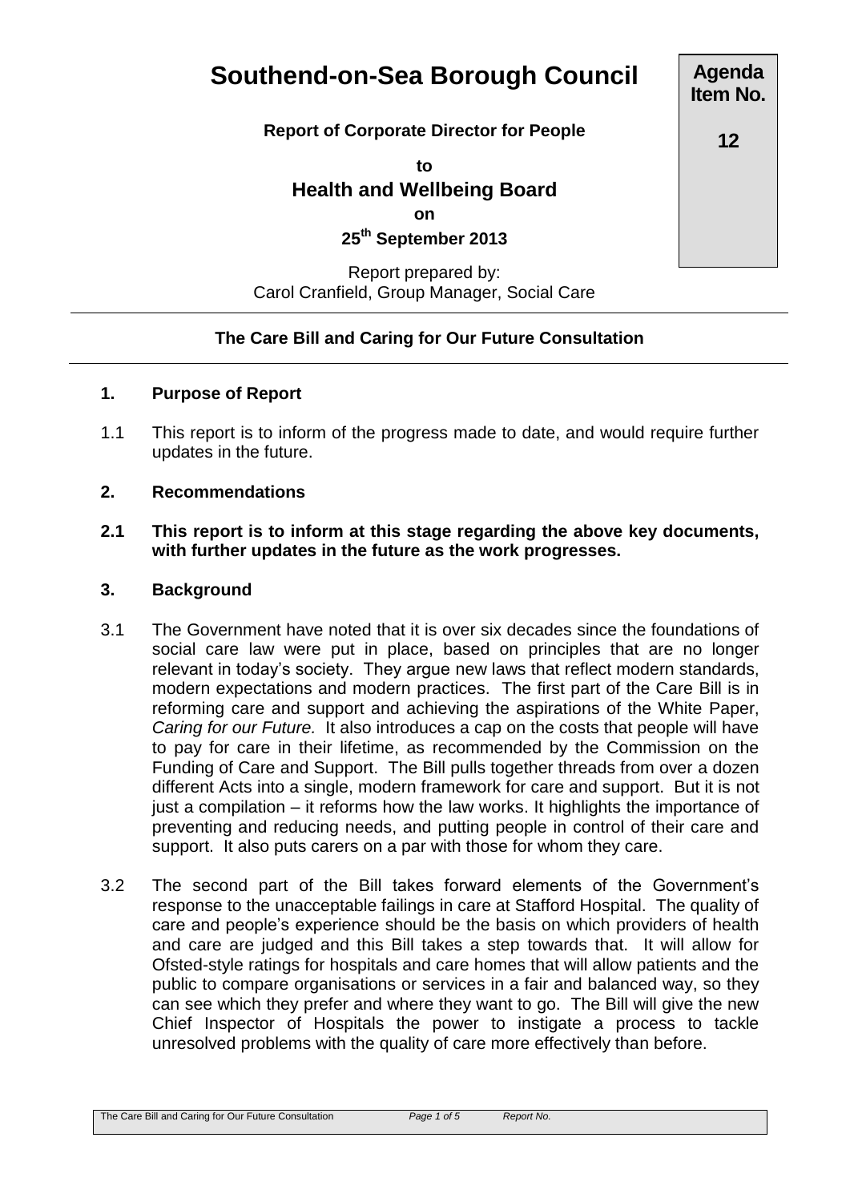# Southend-on-Sea Borough Council

**Agenda Item No.**

**12**

**Report of Corporate Director for People**

**to**

## Health and Wellbeing Board

**on**

**25th September 2013**

Report prepared by:
Carol Cranfield, Group Manager, Social Care

---

### The Care Bill and Caring for Our Future Consultation

---

#### 1. Purpose of Report

1.1 This report is to inform of the progress made to date, and would require further updates in the future.

#### 2. Recommendations

**2.1 This report is to inform at this stage regarding the above key documents, with further updates in the future as the work progresses.**

#### 3. Background

3.1 The Government have noted that it is over six decades since the foundations of social care law were put in place, based on principles that are no longer relevant in today's society. They argue new laws that reflect modern standards, modern expectations and modern practices. The first part of the Care Bill is in reforming care and support and achieving the aspirations of the White Paper, *Caring for our Future.* It also introduces a cap on the costs that people will have to pay for care in their lifetime, as recommended by the Commission on the Funding of Care and Support. The Bill pulls together threads from over a dozen different Acts into a single, modern framework for care and support. But it is not just a compilation – it reforms how the law works. It highlights the importance of preventing and reducing needs, and putting people in control of their care and support. It also puts carers on a par with those for whom they care.

3.2 The second part of the Bill takes forward elements of the Government's response to the unacceptable failings in care at Stafford Hospital. The quality of care and people's experience should be the basis on which providers of health and care are judged and this Bill takes a step towards that. It will allow for Ofsted-style ratings for hospitals and care homes that will allow patients and the public to compare organisations or services in a fair and balanced way, so they can see which they prefer and where they want to go. The Bill will give the new Chief Inspector of Hospitals the power to instigate a process to tackle unresolved problems with the quality of care more effectively than before.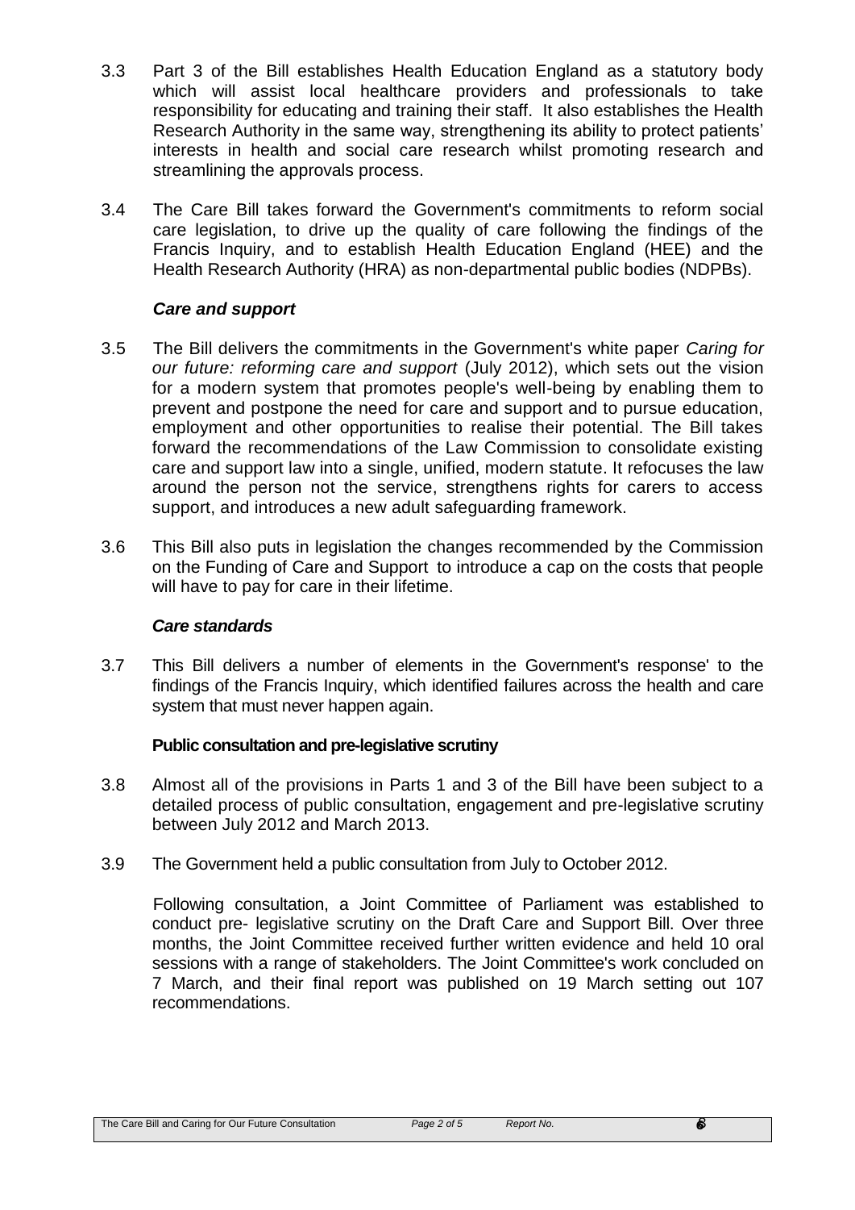3.3 Part 3 of the Bill establishes Health Education England as a statutory body which will assist local healthcare providers and professionals to take responsibility for educating and training their staff. It also establishes the Health Research Authority in the same way, strengthening its ability to protect patients' interests in health and social care research whilst promoting research and streamlining the approvals process.

3.4 The Care Bill takes forward the Government's commitments to reform social care legislation, to drive up the quality of care following the findings of the Francis Inquiry, and to establish Health Education England (HEE) and the Health Research Authority (HRA) as non-departmental public bodies (NDPBs).

### *Care and support*

3.5 The Bill delivers the commitments in the Government's white paper *Caring for our future: reforming care and support* (July 2012), which sets out the vision for a modern system that promotes people's well-being by enabling them to prevent and postpone the need for care and support and to pursue education, employment and other opportunities to realise their potential. The Bill takes forward the recommendations of the Law Commission to consolidate existing care and support law into a single, unified, modern statute. It refocuses the law around the person not the service, strengthens rights for carers to access support, and introduces a new adult safeguarding framework.

3.6 This Bill also puts in legislation the changes recommended by the Commission on the Funding of Care and Support to introduce a cap on the costs that people will have to pay for care in their lifetime.

### *Care standards*

3.7 This Bill delivers a number of elements in the Government's response' to the findings of the Francis Inquiry, which identified failures across the health and care system that must never happen again.

### **Public consultation and pre-legislative scrutiny**

3.8 Almost all of the provisions in Parts 1 and 3 of the Bill have been subject to a detailed process of public consultation, engagement and pre-legislative scrutiny between July 2012 and March 2013.

3.9 The Government held a public consultation from July to October 2012.

Following consultation, a Joint Committee of Parliament was established to conduct pre- legislative scrutiny on the Draft Care and Support Bill. Over three months, the Joint Committee received further written evidence and held 10 oral sessions with a range of stakeholders. The Joint Committee's work concluded on 7 March, and their final report was published on 19 March setting out 107 recommendations.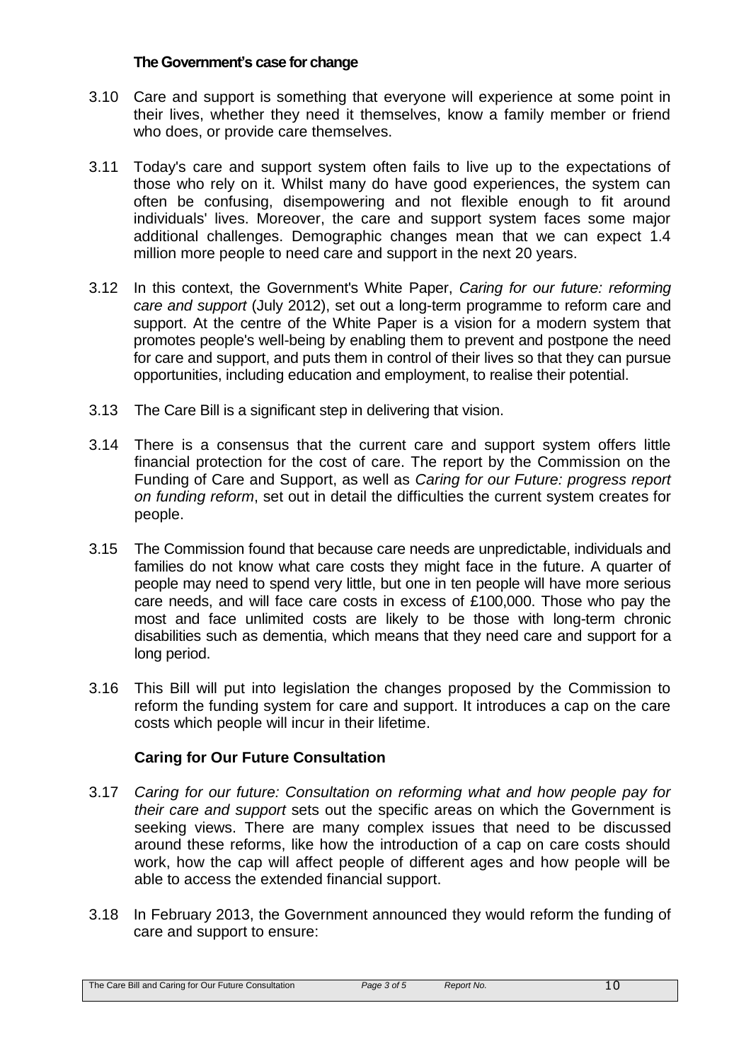### The Government's case for change

3.10 Care and support is something that everyone will experience at some point in their lives, whether they need it themselves, know a family member or friend who does, or provide care themselves.

3.11 Today's care and support system often fails to live up to the expectations of those who rely on it. Whilst many do have good experiences, the system can often be confusing, disempowering and not flexible enough to fit around individuals' lives. Moreover, the care and support system faces some major additional challenges. Demographic changes mean that we can expect 1.4 million more people to need care and support in the next 20 years.

3.12 In this context, the Government's White Paper, *Caring for our future: reforming care and support* (July 2012), set out a long-term programme to reform care and support. At the centre of the White Paper is a vision for a modern system that promotes people's well-being by enabling them to prevent and postpone the need for care and support, and puts them in control of their lives so that they can pursue opportunities, including education and employment, to realise their potential.

3.13 The Care Bill is a significant step in delivering that vision.

3.14 There is a consensus that the current care and support system offers little financial protection for the cost of care. The report by the Commission on the Funding of Care and Support, as well as *Caring for our Future: progress report on funding reform*, set out in detail the difficulties the current system creates for people.

3.15 The Commission found that because care needs are unpredictable, individuals and families do not know what care costs they might face in the future. A quarter of people may need to spend very little, but one in ten people will have more serious care needs, and will face care costs in excess of £100,000. Those who pay the most and face unlimited costs are likely to be those with long-term chronic disabilities such as dementia, which means that they need care and support for a long period.

3.16 This Bill will put into legislation the changes proposed by the Commission to reform the funding system for care and support. It introduces a cap on the care costs which people will incur in their lifetime.

### Caring for Our Future Consultation

3.17 *Caring for our future: Consultation on reforming what and how people pay for their care and support* sets out the specific areas on which the Government is seeking views. There are many complex issues that need to be discussed around these reforms, like how the introduction of a cap on care costs should work, how the cap will affect people of different ages and how people will be able to access the extended financial support.

3.18 In February 2013, the Government announced they would reform the funding of care and support to ensure: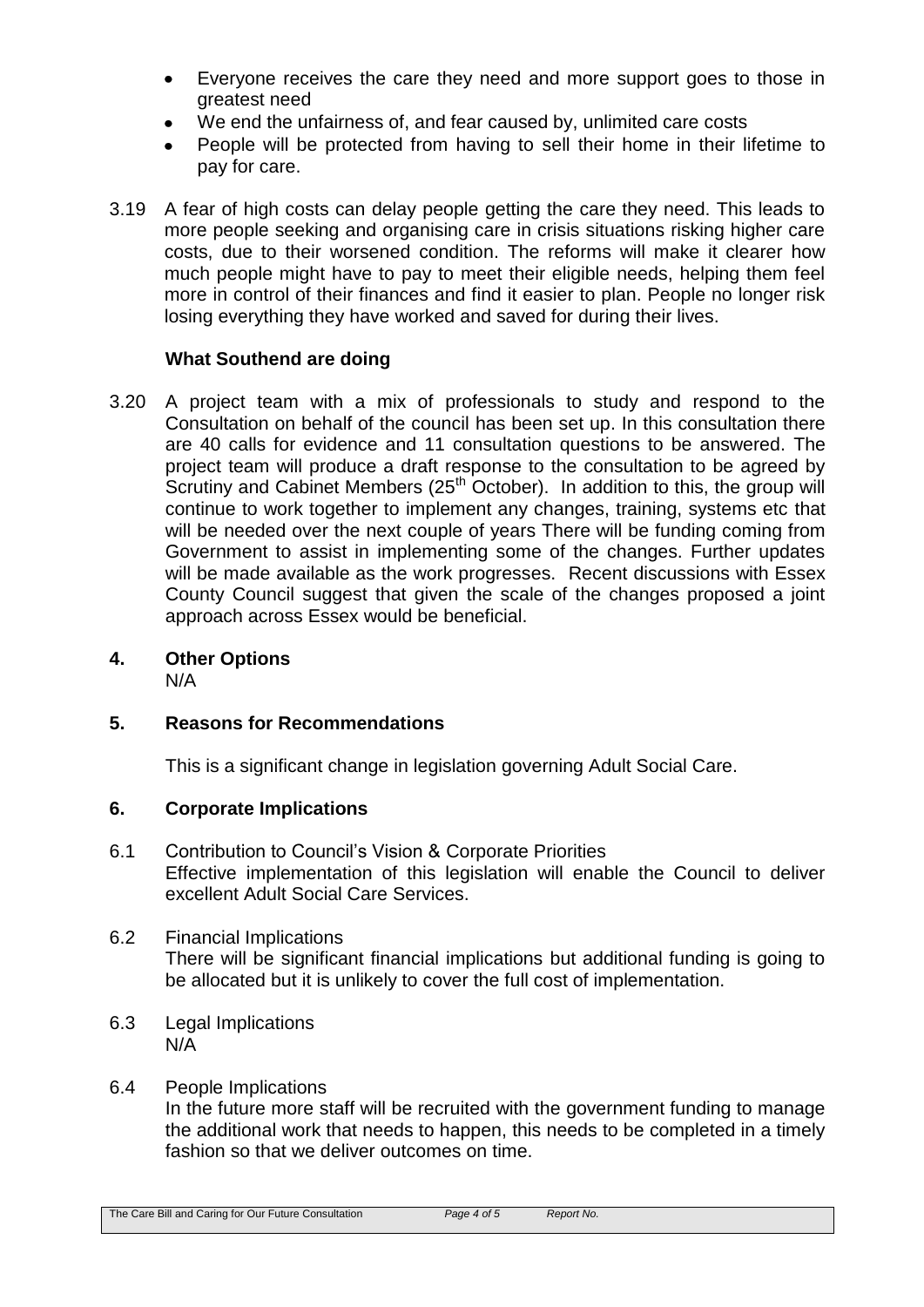- Everyone receives the care they need and more support goes to those in greatest need
- We end the unfairness of, and fear caused by, unlimited care costs
- People will be protected from having to sell their home in their lifetime to pay for care.

3.19 A fear of high costs can delay people getting the care they need. This leads to more people seeking and organising care in crisis situations risking higher care costs, due to their worsened condition. The reforms will make it clearer how much people might have to pay to meet their eligible needs, helping them feel more in control of their finances and find it easier to plan. People no longer risk losing everything they have worked and saved for during their lives.

**What Southend are doing**

3.20 A project team with a mix of professionals to study and respond to the Consultation on behalf of the council has been set up. In this consultation there are 40 calls for evidence and 11 consultation questions to be answered. The project team will produce a draft response to the consultation to be agreed by Scrutiny and Cabinet Members (25th October). In addition to this, the group will continue to work together to implement any changes, training, systems etc that will be needed over the next couple of years There will be funding coming from Government to assist in implementing some of the changes. Further updates will be made available as the work progresses. Recent discussions with Essex County Council suggest that given the scale of the changes proposed a joint approach across Essex would be beneficial.

## 4. Other Options

N/A

## 5. Reasons for Recommendations

This is a significant change in legislation governing Adult Social Care.

## 6. Corporate Implications

6.1 Contribution to Council's Vision & Corporate Priorities
Effective implementation of this legislation will enable the Council to deliver excellent Adult Social Care Services.

6.2 Financial Implications
There will be significant financial implications but additional funding is going to be allocated but it is unlikely to cover the full cost of implementation.

6.3 Legal Implications
N/A

6.4 People Implications
In the future more staff will be recruited with the government funding to manage the additional work that needs to happen, this needs to be completed in a timely fashion so that we deliver outcomes on time.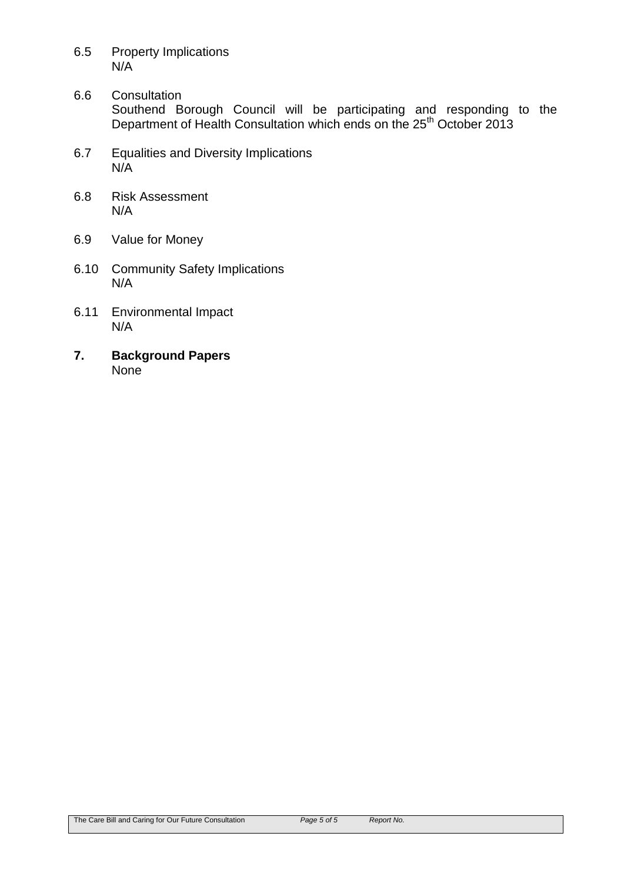6.5 Property Implications
N/A

6.6 Consultation
Southend Borough Council will be participating and responding to the Department of Health Consultation which ends on the 25th October 2013

6.7 Equalities and Diversity Implications
N/A

6.8 Risk Assessment
N/A

6.9 Value for Money

6.10 Community Safety Implications
N/A

6.11 Environmental Impact
N/A

## 7. Background Papers

None